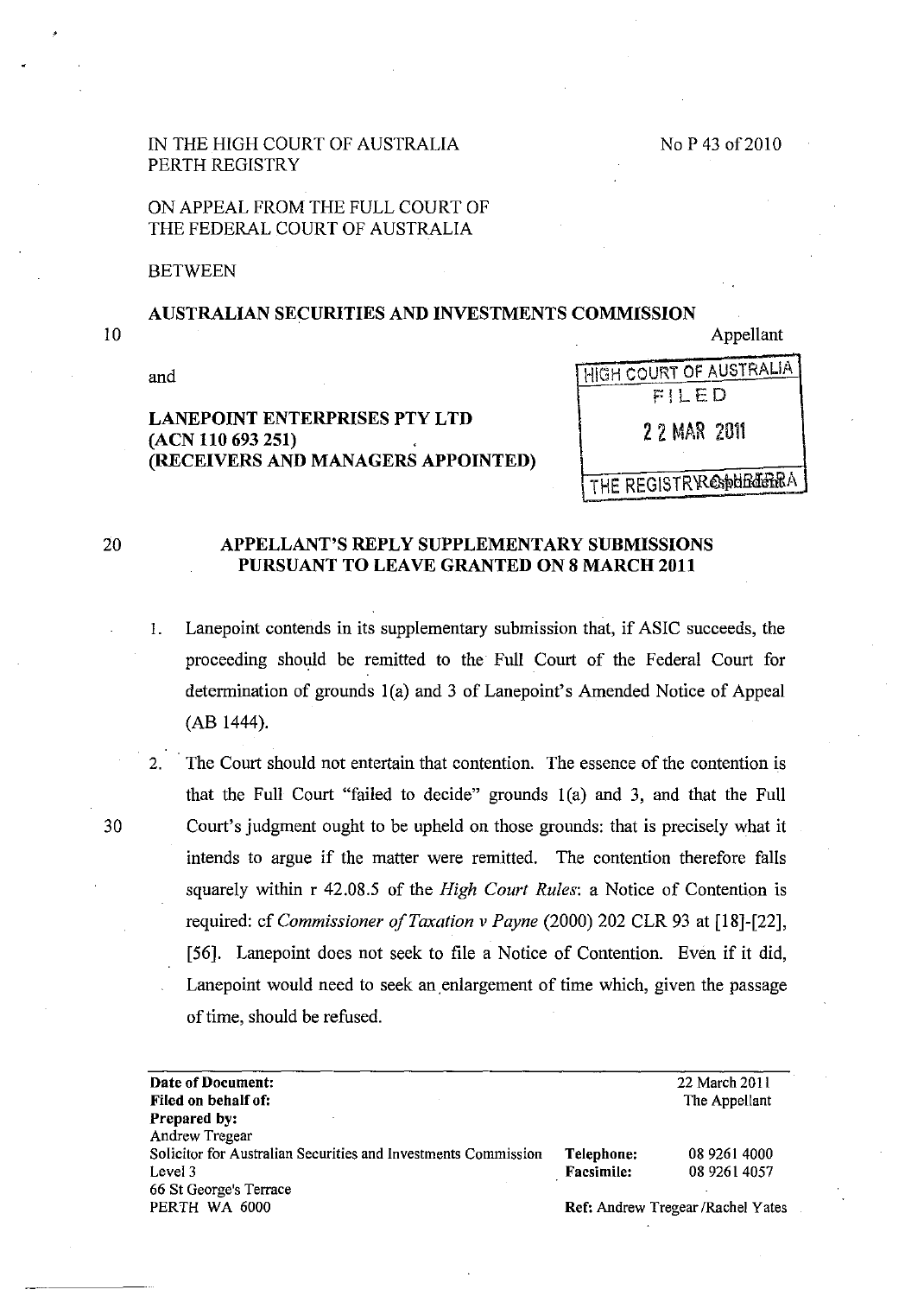IN THE HIGH COURT OF AUSTRALIA
PERTH REGISTRY

No P 43 of 2010

ON APPEAL FROM THE FULL COURT OF THE FEDERAL COURT OF AUSTRALIA

BETWEEN

**AUSTRALIAN SECURITIES AND INVESTMENTS COMMISSION**

Appellant

and

**LANEPOINT ENTERPRISES PTY LTD (ACN 110 693 251) (RECEIVERS AND MANAGERS APPOINTED)**

Respondent

HIGH COURT OF AUSTRALIA
FILED
22 MAR 2011
THE REGISTRY CANBERRA

## APPELLANT'S REPLY SUPPLEMENTARY SUBMISSIONS PURSUANT TO LEAVE GRANTED ON 8 MARCH 2011

1. Lanepoint contends in its supplementary submission that, if ASIC succeeds, the proceeding should be remitted to the Full Court of the Federal Court for determination of grounds 1(a) and 3 of Lanepoint's Amended Notice of Appeal (AB 1444).

2. The Court should not entertain that contention. The essence of the contention is that the Full Court "failed to decide" grounds 1(a) and 3, and that the Full Court's judgment ought to be upheld on those grounds: that is precisely what it intends to argue if the matter were remitted. The contention therefore falls squarely within r 42.08.5 of the *High Court Rules*: a Notice of Contention is required: cf *Commissioner of Taxation v Payne* (2000) 202 CLR 93 at [18]-[22], [56]. Lanepoint does not seek to file a Notice of Contention. Even if it did, Lanepoint would need to seek an enlargement of time which, given the passage of time, should be refused.

| | |
|---|---|
| **Date of Document:** | 22 March 2011 |
| **Filed on behalf of:** | The Appellant |
| **Prepared by:** | |
| Andrew Tregear | |
| Solicitor for Australian Securities and Investments Commission | **Telephone:** 08 9261 4000 |
| Level 3 | **Facsimile:** 08 9261 4057 |
| 66 St George's Terrace | |
| PERTH WA 6000 | **Ref:** Andrew Tregear /Rachel Yates |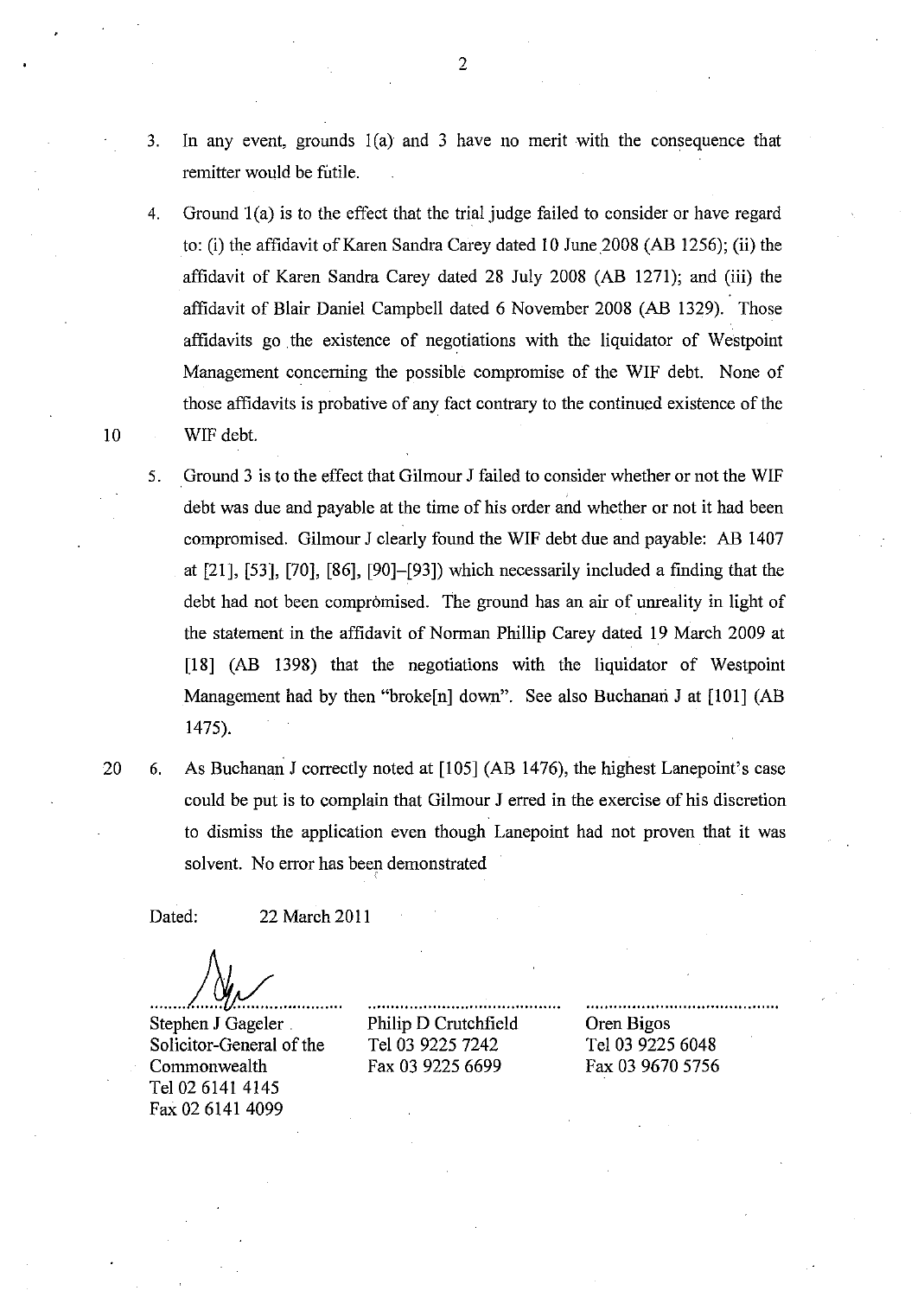3. In any event, grounds 1(a) and 3 have no merit with the consequence that remitter would be futile.

4. Ground 1(a) is to the effect that the trial judge failed to consider or have regard to: (i) the affidavit of Karen Sandra Carey dated 10 June 2008 (AB 1256); (ii) the affidavit of Karen Sandra Carey dated 28 July 2008 (AB 1271); and (iii) the affidavit of Blair Daniel Campbell dated 6 November 2008 (AB 1329). Those affidavits go the existence of negotiations with the liquidator of Westpoint Management concerning the possible compromise of the WIF debt. None of those affidavits is probative of any fact contrary to the continued existence of the WIF debt.

5. Ground 3 is to the effect that Gilmour J failed to consider whether or not the WIF debt was due and payable at the time of his order and whether or not it had been compromised. Gilmour J clearly found the WIF debt due and payable: AB 1407 at [21], [53], [70], [86], [90]–[93]) which necessarily included a finding that the debt had not been compromised. The ground has an air of unreality in light of the statement in the affidavit of Norman Phillip Carey dated 19 March 2009 at [18] (AB 1398) that the negotiations with the liquidator of Westpoint Management had by then "broke[n] down". See also Buchanan J at [101] (AB 1475).

6. As Buchanan J correctly noted at [105] (AB 1476), the highest Lanepoint's case could be put is to complain that Gilmour J erred in the exercise of his discretion to dismiss the application even though Lanepoint had not proven that it was solvent. No error has been demonstrated

Dated: 22 March 2011

| | | |
|---|---|---|
| Stephen J Gageler<br>Solicitor-General of the Commonwealth<br>Tel 02 6141 4145<br>Fax 02 6141 4099 | Philip D Crutchfield<br>Tel 03 9225 7242<br>Fax 03 9225 6699 | Oren Bigos<br>Tel 03 9225 6048<br>Fax 03 9670 5756 |